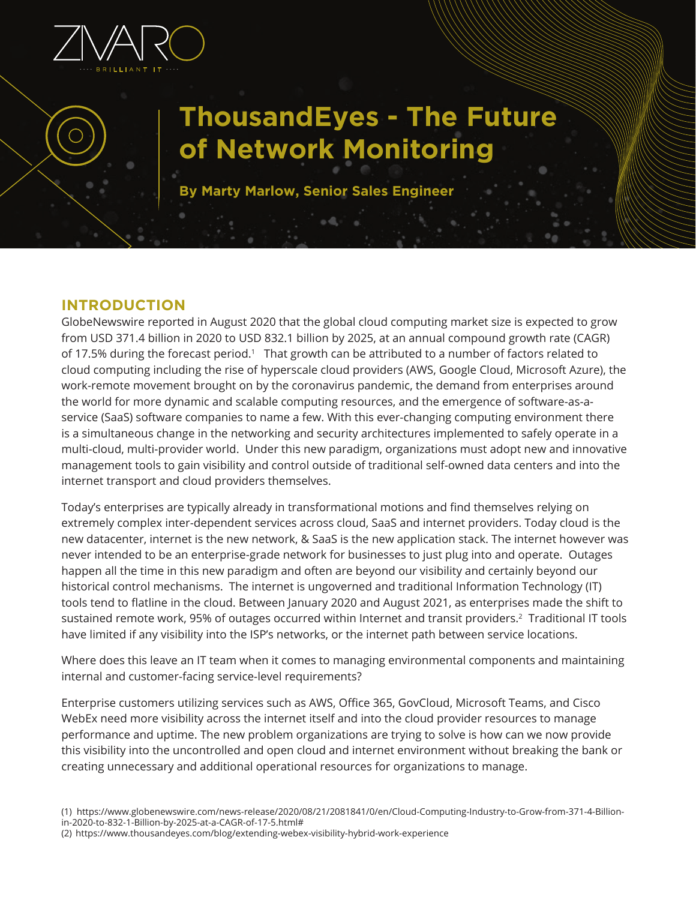ZIVARO
BRILLIANT IT

# ThousandEyes - The Future of Network Monitoring

**By Marty Marlow, Senior Sales Engineer**

## INTRODUCTION

GlobeNewswire reported in August 2020 that the global cloud computing market size is expected to grow from USD 371.4 billion in 2020 to USD 832.1 billion by 2025, at an annual compound growth rate (CAGR) of 17.5% during the forecast period.[1] That growth can be attributed to a number of factors related to cloud computing including the rise of hyperscale cloud providers (AWS, Google Cloud, Microsoft Azure), the work-remote movement brought on by the coronavirus pandemic, the demand from enterprises around the world for more dynamic and scalable computing resources, and the emergence of software-as-a-service (SaaS) software companies to name a few. With this ever-changing computing environment there is a simultaneous change in the networking and security architectures implemented to safely operate in a multi-cloud, multi-provider world. Under this new paradigm, organizations must adopt new and innovative management tools to gain visibility and control outside of traditional self-owned data centers and into the internet transport and cloud providers themselves.

Today's enterprises are typically already in transformational motions and find themselves relying on extremely complex inter-dependent services across cloud, SaaS and internet providers. Today cloud is the new datacenter, internet is the new network, & SaaS is the new application stack. The internet however was never intended to be an enterprise-grade network for businesses to just plug into and operate. Outages happen all the time in this new paradigm and often are beyond our visibility and certainly beyond our historical control mechanisms. The internet is ungoverned and traditional Information Technology (IT) tools tend to flatline in the cloud. Between January 2020 and August 2021, as enterprises made the shift to sustained remote work, 95% of outages occurred within Internet and transit providers.[2] Traditional IT tools have limited if any visibility into the ISP's networks, or the internet path between service locations.

Where does this leave an IT team when it comes to managing environmental components and maintaining internal and customer-facing service-level requirements?

Enterprise customers utilizing services such as AWS, Office 365, GovCloud, Microsoft Teams, and Cisco WebEx need more visibility across the internet itself and into the cloud provider resources to manage performance and uptime. The new problem organizations are trying to solve is how can we now provide this visibility into the uncontrolled and open cloud and internet environment without breaking the bank or creating unnecessary and additional operational resources for organizations to manage.

(1) https://www.globenewswire.com/news-release/2020/08/21/2081841/0/en/Cloud-Computing-Industry-to-Grow-from-371-4-Billion-in-2020-to-832-1-Billion-by-2025-at-a-CAGR-of-17-5.html#
(2) https://www.thousandeyes.com/blog/extending-webex-visibility-hybrid-work-experience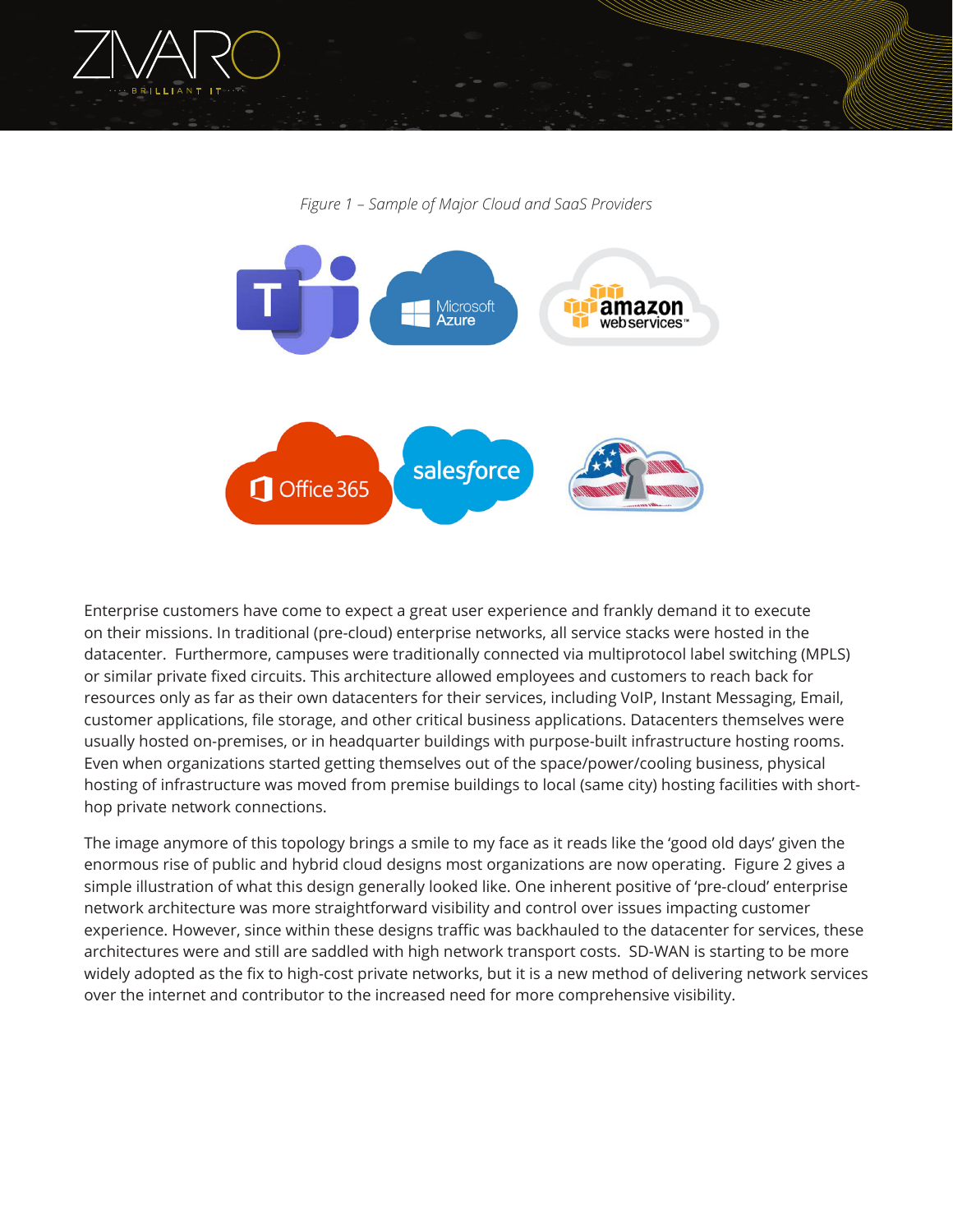*Figure 1 – Sample of Major Cloud and SaaS Providers*

Enterprise customers have come to expect a great user experience and frankly demand it to execute on their missions. In traditional (pre-cloud) enterprise networks, all service stacks were hosted in the datacenter. Furthermore, campuses were traditionally connected via multiprotocol label switching (MPLS) or similar private fixed circuits. This architecture allowed employees and customers to reach back for resources only as far as their own datacenters for their services, including VoIP, Instant Messaging, Email, customer applications, file storage, and other critical business applications. Datacenters themselves were usually hosted on-premises, or in headquarter buildings with purpose-built infrastructure hosting rooms. Even when organizations started getting themselves out of the space/power/cooling business, physical hosting of infrastructure was moved from premise buildings to local (same city) hosting facilities with short-hop private network connections.

The image anymore of this topology brings a smile to my face as it reads like the 'good old days' given the enormous rise of public and hybrid cloud designs most organizations are now operating. Figure 2 gives a simple illustration of what this design generally looked like. One inherent positive of 'pre-cloud' enterprise network architecture was more straightforward visibility and control over issues impacting customer experience. However, since within these designs traffic was backhauled to the datacenter for services, these architectures were and still are saddled with high network transport costs. SD-WAN is starting to be more widely adopted as the fix to high-cost private networks, but it is a new method of delivering network services over the internet and contributor to the increased need for more comprehensive visibility.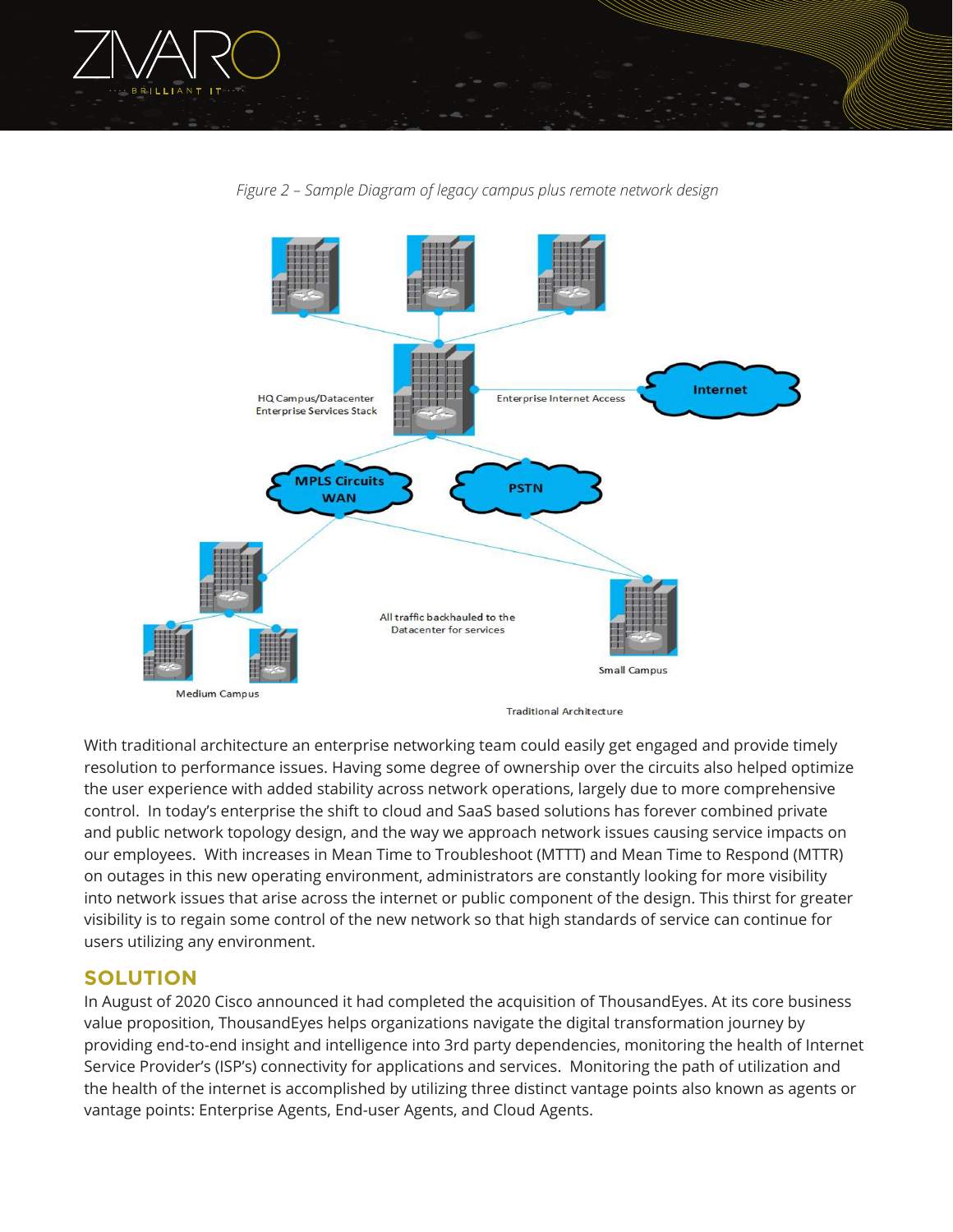*Figure 2 – Sample Diagram of legacy campus plus remote network design*

With traditional architecture an enterprise networking team could easily get engaged and provide timely resolution to performance issues. Having some degree of ownership over the circuits also helped optimize the user experience with added stability across network operations, largely due to more comprehensive control. In today's enterprise the shift to cloud and SaaS based solutions has forever combined private and public network topology design, and the way we approach network issues causing service impacts on our employees. With increases in Mean Time to Troubleshoot (MTTT) and Mean Time to Respond (MTTR) on outages in this new operating environment, administrators are constantly looking for more visibility into network issues that arise across the internet or public component of the design. This thirst for greater visibility is to regain some control of the new network so that high standards of service can continue for users utilizing any environment.

## SOLUTION

In August of 2020 Cisco announced it had completed the acquisition of ThousandEyes. At its core business value proposition, ThousandEyes helps organizations navigate the digital transformation journey by providing end-to-end insight and intelligence into 3rd party dependencies, monitoring the health of Internet Service Provider's (ISP's) connectivity for applications and services. Monitoring the path of utilization and the health of the internet is accomplished by utilizing three distinct vantage points also known as agents or vantage points: Enterprise Agents, End-user Agents, and Cloud Agents.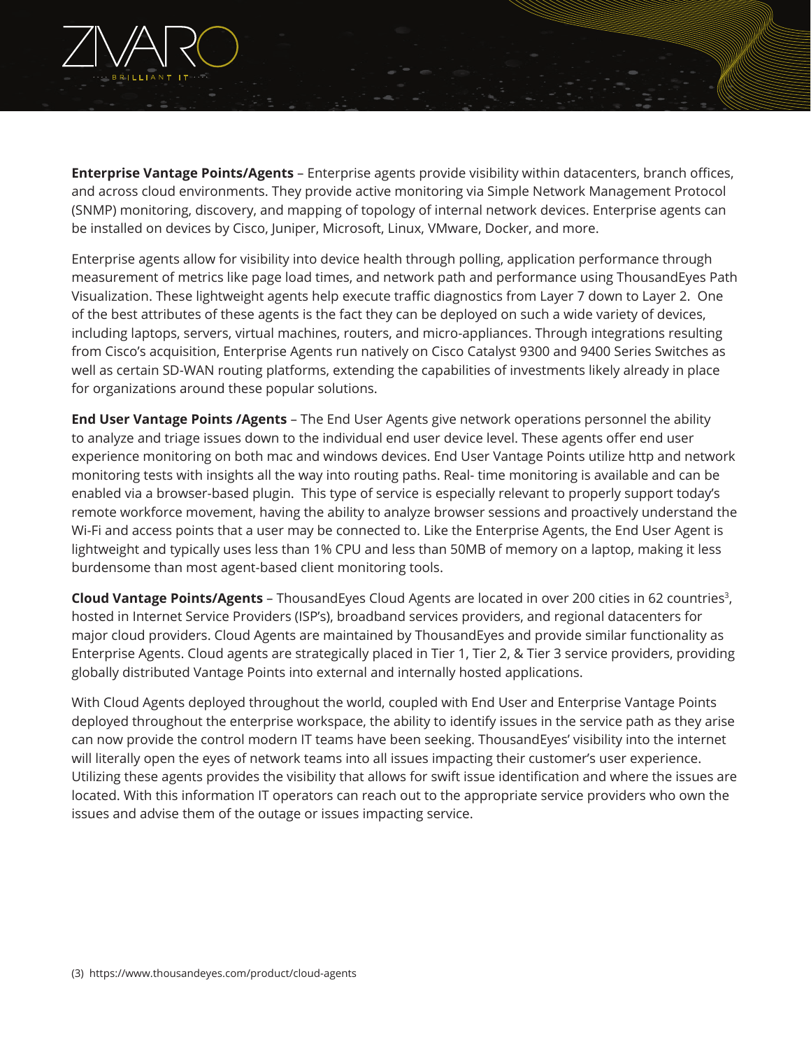**Enterprise Vantage Points/Agents** – Enterprise agents provide visibility within datacenters, branch offices, and across cloud environments. They provide active monitoring via Simple Network Management Protocol (SNMP) monitoring, discovery, and mapping of topology of internal network devices. Enterprise agents can be installed on devices by Cisco, Juniper, Microsoft, Linux, VMware, Docker, and more.

Enterprise agents allow for visibility into device health through polling, application performance through measurement of metrics like page load times, and network path and performance using ThousandEyes Path Visualization. These lightweight agents help execute traffic diagnostics from Layer 7 down to Layer 2. One of the best attributes of these agents is the fact they can be deployed on such a wide variety of devices, including laptops, servers, virtual machines, routers, and micro-appliances. Through integrations resulting from Cisco's acquisition, Enterprise Agents run natively on Cisco Catalyst 9300 and 9400 Series Switches as well as certain SD-WAN routing platforms, extending the capabilities of investments likely already in place for organizations around these popular solutions.

**End User Vantage Points /Agents** – The End User Agents give network operations personnel the ability to analyze and triage issues down to the individual end user device level. These agents offer end user experience monitoring on both mac and windows devices. End User Vantage Points utilize http and network monitoring tests with insights all the way into routing paths. Real- time monitoring is available and can be enabled via a browser-based plugin. This type of service is especially relevant to properly support today's remote workforce movement, having the ability to analyze browser sessions and proactively understand the Wi-Fi and access points that a user may be connected to. Like the Enterprise Agents, the End User Agent is lightweight and typically uses less than 1% CPU and less than 50MB of memory on a laptop, making it less burdensome than most agent-based client monitoring tools.

**Cloud Vantage Points/Agents** – ThousandEyes Cloud Agents are located in over 200 cities in 62 countries[3], hosted in Internet Service Providers (ISP's), broadband services providers, and regional datacenters for major cloud providers. Cloud Agents are maintained by ThousandEyes and provide similar functionality as Enterprise Agents. Cloud agents are strategically placed in Tier 1, Tier 2, & Tier 3 service providers, providing globally distributed Vantage Points into external and internally hosted applications.

With Cloud Agents deployed throughout the world, coupled with End User and Enterprise Vantage Points deployed throughout the enterprise workspace, the ability to identify issues in the service path as they arise can now provide the control modern IT teams have been seeking. ThousandEyes' visibility into the internet will literally open the eyes of network teams into all issues impacting their customer's user experience. Utilizing these agents provides the visibility that allows for swift issue identification and where the issues are located. With this information IT operators can reach out to the appropriate service providers who own the issues and advise them of the outage or issues impacting service.

(3) https://www.thousandeyes.com/product/cloud-agents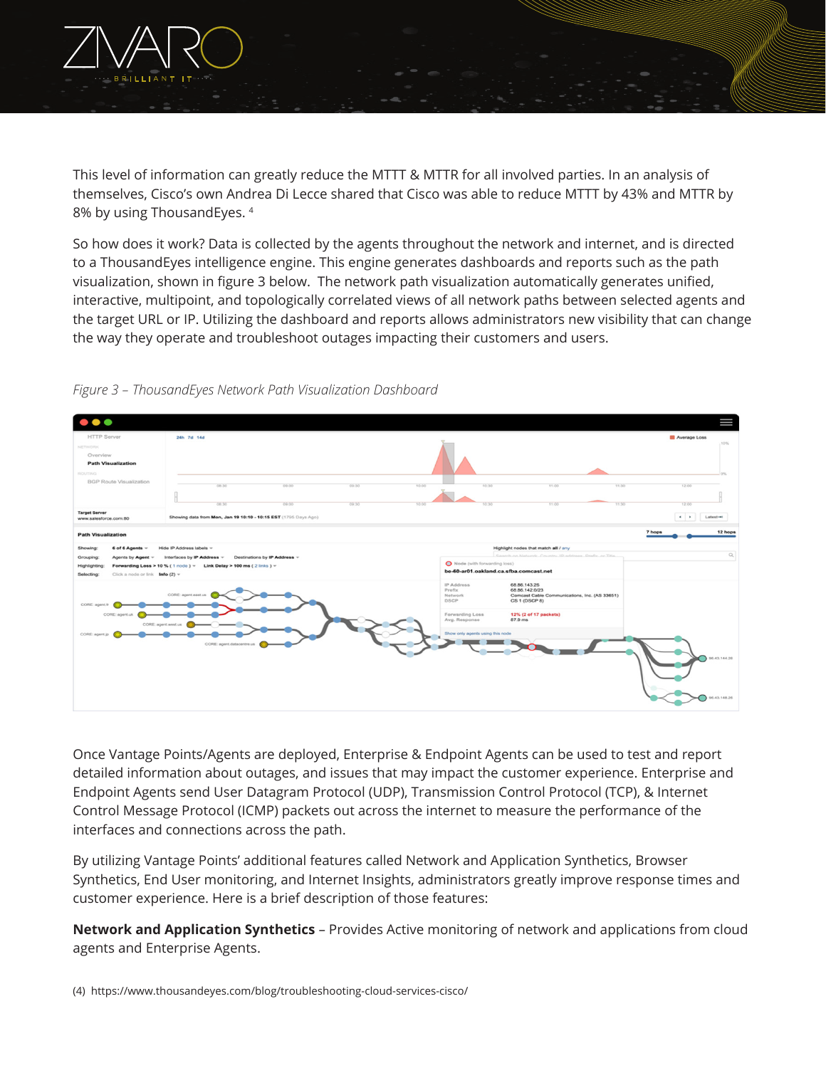This level of information can greatly reduce the MTTT & MTTR for all involved parties. In an analysis of themselves, Cisco's own Andrea Di Lecce shared that Cisco was able to reduce MTTT by 43% and MTTR by 8% by using ThousandEyes. [4]

So how does it work? Data is collected by the agents throughout the network and internet, and is directed to a ThousandEyes intelligence engine. This engine generates dashboards and reports such as the path visualization, shown in figure 3 below. The network path visualization automatically generates unified, interactive, multipoint, and topologically correlated views of all network paths between selected agents and the target URL or IP. Utilizing the dashboard and reports allows administrators new visibility that can change the way they operate and troubleshoot outages impacting their customers and users.

*Figure 3 – ThousandEyes Network Path Visualization Dashboard*

Once Vantage Points/Agents are deployed, Enterprise & Endpoint Agents can be used to test and report detailed information about outages, and issues that may impact the customer experience. Enterprise and Endpoint Agents send User Datagram Protocol (UDP), Transmission Control Protocol (TCP), & Internet Control Message Protocol (ICMP) packets out across the internet to measure the performance of the interfaces and connections across the path.

By utilizing Vantage Points' additional features called Network and Application Synthetics, Browser Synthetics, End User monitoring, and Internet Insights, administrators greatly improve response times and customer experience. Here is a brief description of those features:

**Network and Application Synthetics** – Provides Active monitoring of network and applications from cloud agents and Enterprise Agents.

(4) https://www.thousandeyes.com/blog/troubleshooting-cloud-services-cisco/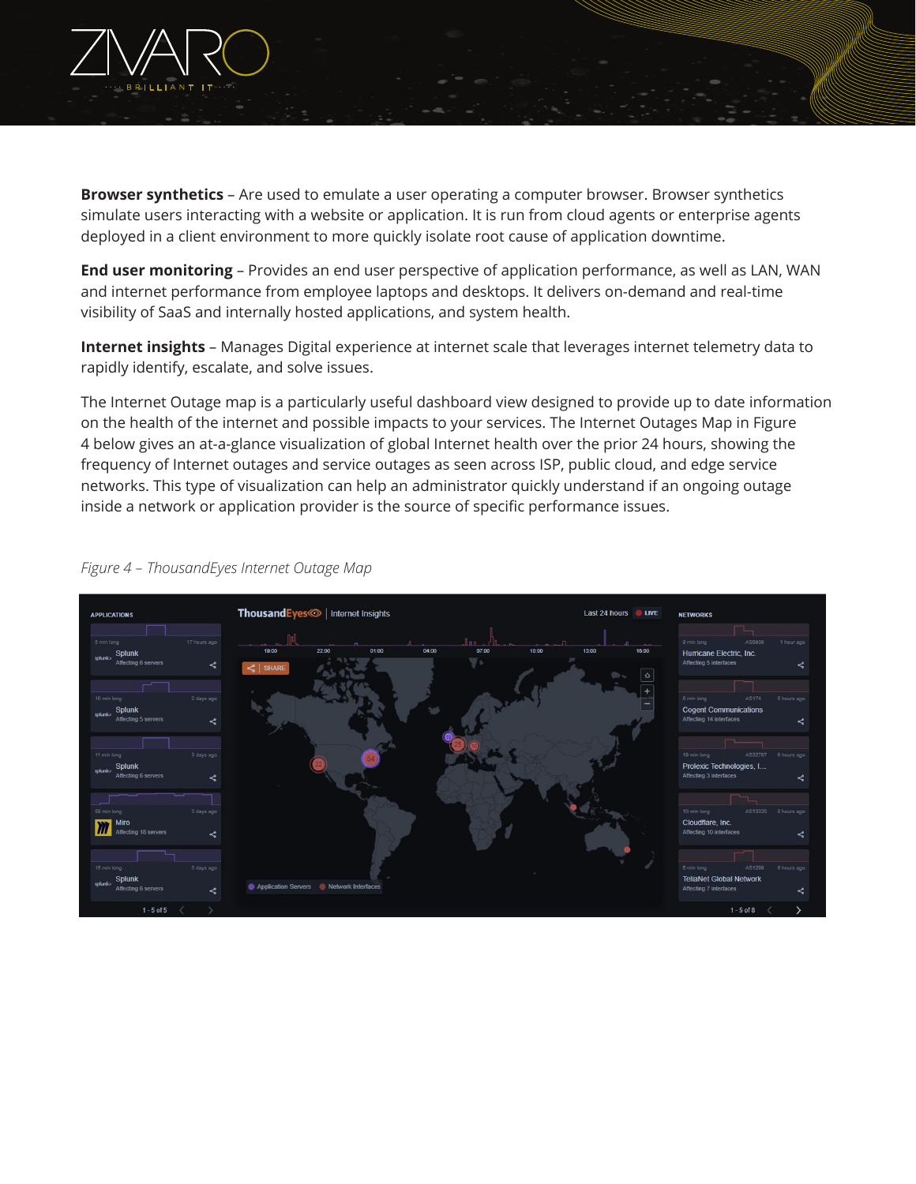**Browser synthetics** – Are used to emulate a user operating a computer browser. Browser synthetics simulate users interacting with a website or application. It is run from cloud agents or enterprise agents deployed in a client environment to more quickly isolate root cause of application downtime.

**End user monitoring** – Provides an end user perspective of application performance, as well as LAN, WAN and internet performance from employee laptops and desktops. It delivers on-demand and real-time visibility of SaaS and internally hosted applications, and system health.

**Internet insights** – Manages Digital experience at internet scale that leverages internet telemetry data to rapidly identify, escalate, and solve issues.

The Internet Outage map is a particularly useful dashboard view designed to provide up to date information on the health of the internet and possible impacts to your services. The Internet Outages Map in Figure 4 below gives an at-a-glance visualization of global Internet health over the prior 24 hours, showing the frequency of Internet outages and service outages as seen across ISP, public cloud, and edge service networks. This type of visualization can help an administrator quickly understand if an ongoing outage inside a network or application provider is the source of specific performance issues.

*Figure 4 – ThousandEyes Internet Outage Map*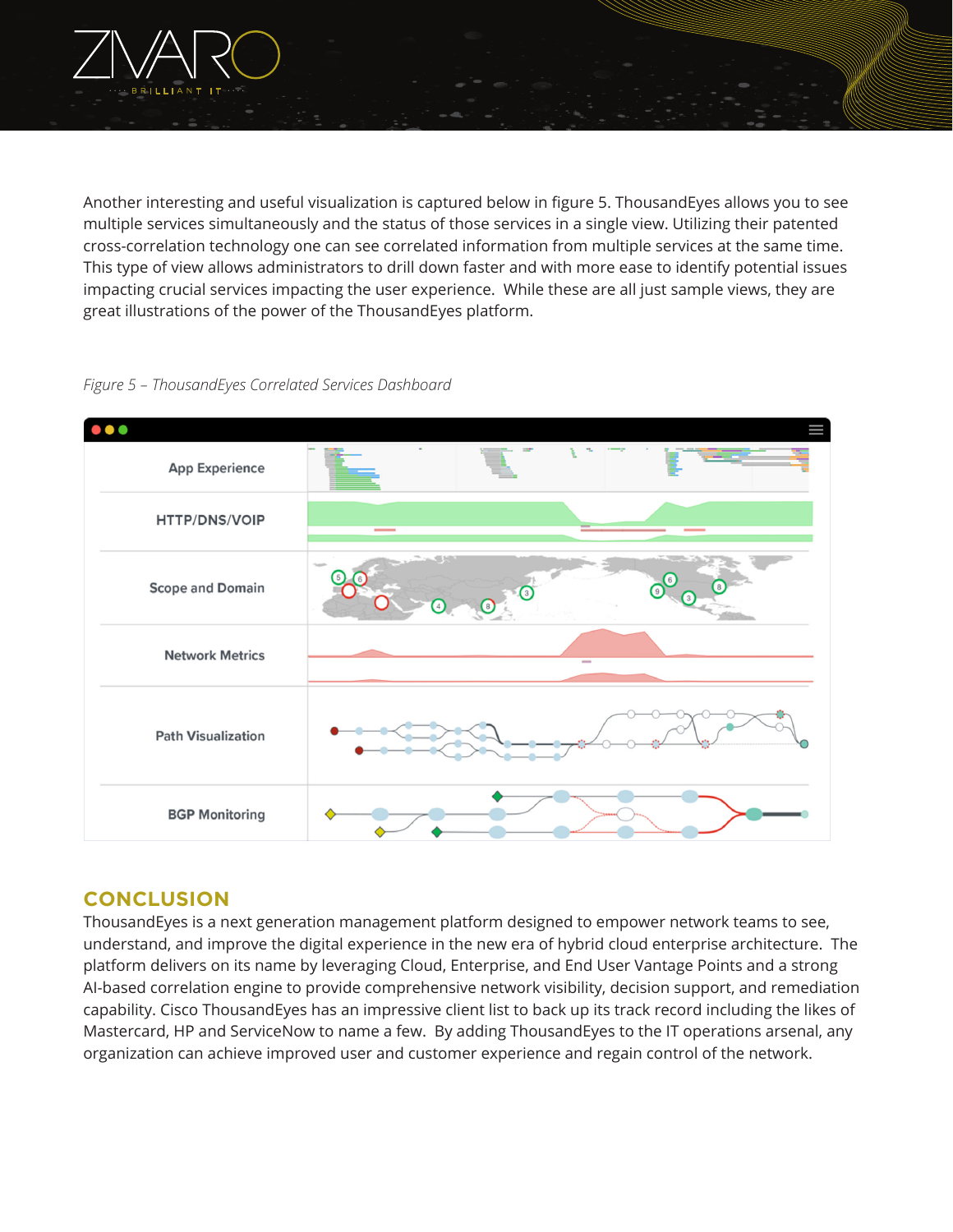Another interesting and useful visualization is captured below in figure 5. ThousandEyes allows you to see multiple services simultaneously and the status of those services in a single view. Utilizing their patented cross-correlation technology one can see correlated information from multiple services at the same time. This type of view allows administrators to drill down faster and with more ease to identify potential issues impacting crucial services impacting the user experience. While these are all just sample views, they are great illustrations of the power of the ThousandEyes platform.

*Figure 5 – ThousandEyes Correlated Services Dashboard*

App Experience

HTTP/DNS/VOIP

Scope and Domain

Network Metrics

Path Visualization

BGP Monitoring

## CONCLUSION

ThousandEyes is a next generation management platform designed to empower network teams to see, understand, and improve the digital experience in the new era of hybrid cloud enterprise architecture. The platform delivers on its name by leveraging Cloud, Enterprise, and End User Vantage Points and a strong AI-based correlation engine to provide comprehensive network visibility, decision support, and remediation capability. Cisco ThousandEyes has an impressive client list to back up its track record including the likes of Mastercard, HP and ServiceNow to name a few. By adding ThousandEyes to the IT operations arsenal, any organization can achieve improved user and customer experience and regain control of the network.